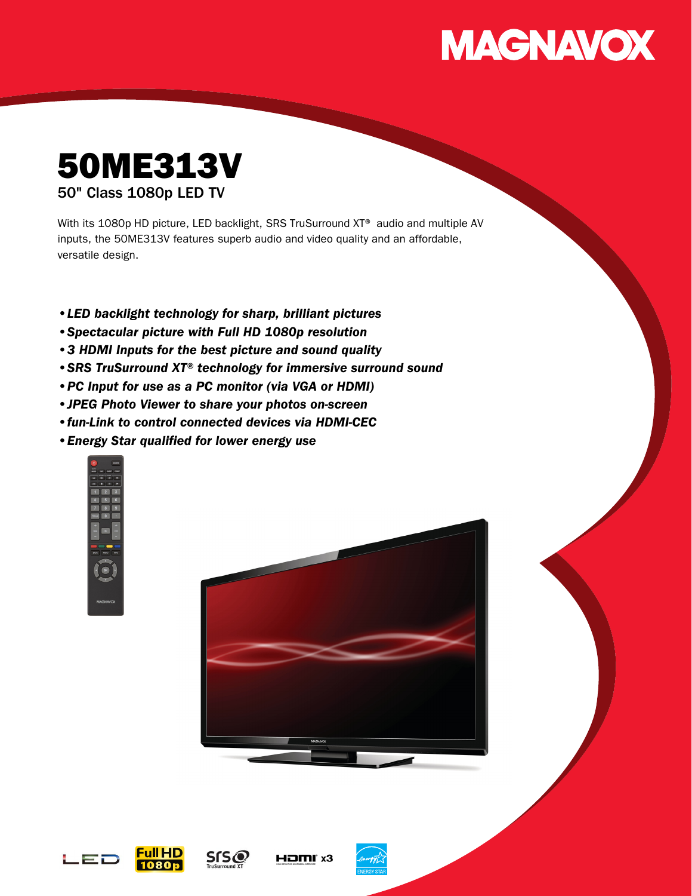# MAGNAVOX

# 50ME313V

## 50" Class 1080p LED TV

With its 1080p HD picture, LED backlight, SRS TruSurround XT® audio and multiple AV inputs, the 50ME313V features superb audio and video quality and an affordable, versatile design.

- ***LED backlight technology for sharp, brilliant pictures***
- ***Spectacular picture with Full HD 1080p resolution***
- ***3 HDMI Inputs for the best picture and sound quality***
- ***SRS TruSurround XT® technology for immersive surround sound***
- ***PC Input for use as a PC monitor (via VGA or HDMI)***
- ***JPEG Photo Viewer to share your photos on-screen***
- ***fun-Link to control connected devices via HDMI-CEC***
- ***Energy Star qualified for lower energy use***

LED | Full HD 1080p | SRS TruSurround XT | HDMI x3 | ENERGY STAR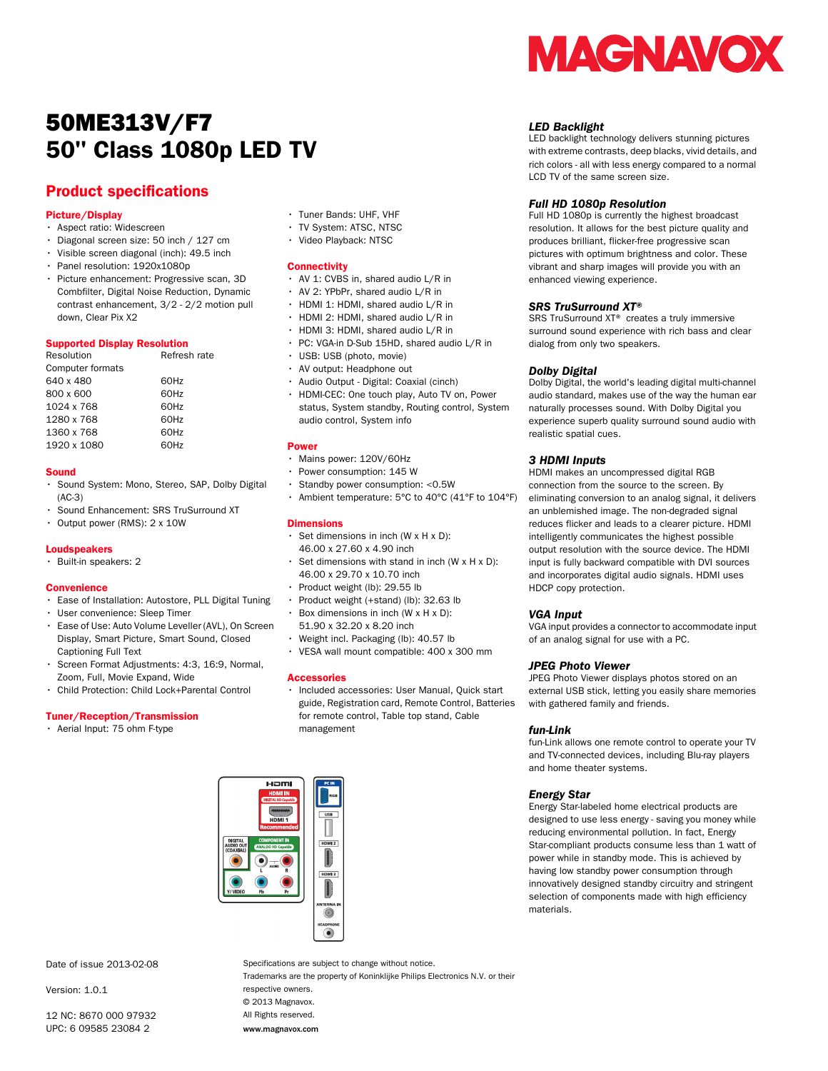MAGNAVOX

# 50ME313V/F7
# 50" Class 1080p LED TV

## Product specifications

### Picture/Display
- Aspect ratio: Widescreen
- Diagonal screen size: 50 inch / 127 cm
- Visible screen diagonal (inch): 49.5 inch
- Panel resolution: 1920x1080p
- Picture enhancement: Progressive scan, 3D Combfilter, Digital Noise Reduction, Dynamic contrast enhancement, 3/2 - 2/2 motion pull down, Clear Pix X2

### Supported Display Resolution

| Resolution | Refresh rate |
|---|---|
| Computer formats | |
| 640 x 480 | 60Hz |
| 800 x 600 | 60Hz |
| 1024 x 768 | 60Hz |
| 1280 x 768 | 60Hz |
| 1360 x 768 | 60Hz |
| 1920 x 1080 | 60Hz |

### Sound
- Sound System: Mono, Stereo, SAP, Dolby Digital (AC-3)
- Sound Enhancement: SRS TruSurround XT
- Output power (RMS): 2 x 10W

### Loudspeakers
- Built-in speakers: 2

### Convenience
- Ease of Installation: Autostore, PLL Digital Tuning
- User convenience: Sleep Timer
- Ease of Use: Auto Volume Leveller (AVL), On Screen Display, Smart Picture, Smart Sound, Closed Captioning Full Text
- Screen Format Adjustments: 4:3, 16:9, Normal, Zoom, Full, Movie Expand, Wide
- Child Protection: Child Lock+Parental Control

### Tuner/Reception/Transmission
- Aerial Input: 75 ohm F-type
- Tuner Bands: UHF, VHF
- TV System: ATSC, NTSC
- Video Playback: NTSC

### Connectivity
- AV 1: CVBS in, shared audio L/R in
- AV 2: YPbPr, shared audio L/R in
- HDMI 1: HDMI, shared audio L/R in
- HDMI 2: HDMI, shared audio L/R in
- HDMI 3: HDMI, shared audio L/R in
- PC: VGA-in D-Sub 15HD, shared audio L/R in
- USB: USB (photo, movie)
- AV output: Headphone out
- Audio Output - Digital: Coaxial (cinch)
- HDMI-CEC: One touch play, Auto TV on, Power status, System standby, Routing control, System audio control, System info

### Power
- Mains power: 120V/60Hz
- Power consumption: 145 W
- Standby power consumption: <0.5W
- Ambient temperature: 5°C to 40°C (41°F to 104°F)

### Dimensions
- Set dimensions in inch (W x H x D): 46.00 x 27.60 x 4.90 inch
- Set dimensions with stand in inch (W x H x D): 46.00 x 29.70 x 10.70 inch
- Product weight (lb): 29.55 lb
- Product weight (+stand) (lb): 32.63 lb
- Box dimensions in inch (W x H x D): 51.90 x 32.20 x 8.20 inch
- Weight incl. Packaging (lb): 40.57 lb
- VESA wall mount compatible: 400 x 300 mm

### Accessories
- Included accessories: User Manual, Quick start guide, Registration card, Remote Control, Batteries for remote control, Table top stand, Cable management

HDMI
HDMI IN
DIGITAL HD Capable
HDMI 1
Recommended
DIGITAL AUDIO OUT (COAXIAL)
COMPONENT IN
ANALOG HD Capable
AUDIO
L R
Y/ VIDEO Pb Pr
PC IN
RGB
USB
HDMI 2
HDMI 3
ANTENNA IN
HEADPHONE

### *LED Backlight*
LED backlight technology delivers stunning pictures with extreme contrasts, deep blacks, vivid details, and rich colors - all with less energy compared to a normal LCD TV of the same screen size.

### *Full HD 1080p Resolution*
Full HD 1080p is currently the highest broadcast resolution. It allows for the best picture quality and produces brilliant, flicker-free progressive scan pictures with optimum brightness and color. These vibrant and sharp images will provide you with an enhanced viewing experience.

### *SRS TruSurround XT®*
SRS TruSurround XT® creates a truly immersive surround sound experience with rich bass and clear dialog from only two speakers.

### *Dolby Digital*
Dolby Digital, the world's leading digital multi-channel audio standard, makes use of the way the human ear naturally processes sound. With Dolby Digital you experience superb quality surround sound audio with realistic spatial cues.

### *3 HDMI Inputs*
HDMI makes an uncompressed digital RGB connection from the source to the screen. By eliminating conversion to an analog signal, it delivers an unblemished image. The non-degraded signal reduces flicker and leads to a clearer picture. HDMI intelligently communicates the highest possible output resolution with the source device. The HDMI input is fully backward compatible with DVI sources and incorporates digital audio signals. HDMI uses HDCP copy protection.

### *VGA Input*
VGA input provides a connector to accommodate input of an analog signal for use with a PC.

### *JPEG Photo Viewer*
JPEG Photo Viewer displays photos stored on an external USB stick, letting you easily share memories with gathered family and friends.

### *fun-Link*
fun-Link allows one remote control to operate your TV and TV-connected devices, including Blu-ray players and home theater systems.

### *Energy Star*
Energy Star-labeled home electrical products are designed to use less energy - saving you money while reducing environmental pollution. In fact, Energy Star-compliant products consume less than 1 watt of power while in standby mode. This is achieved by having low standby power consumption through innovatively designed standby circuitry and stringent selection of components made with high efficiency materials.

Date of issue 2013-02-08

Version: 1.0.1

12 NC: 8670 000 97932
UPC: 6 09585 23084 2

Specifications are subject to change without notice.
Trademarks are the property of Koninklijke Philips Electronics N.V. or their respective owners.
© 2013 Magnavox.
All Rights reserved.
www.magnavox.com